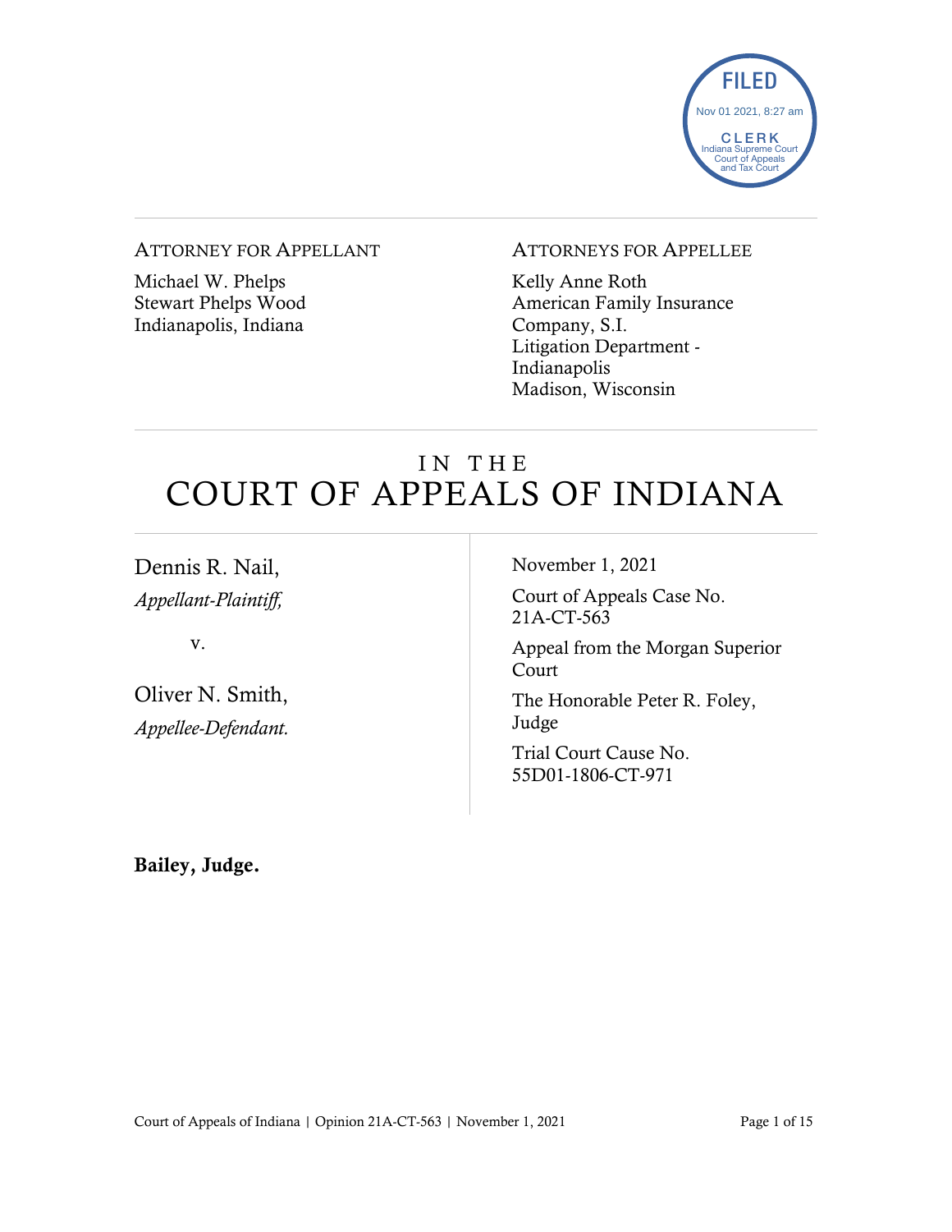FILED
Nov 01 2021, 8:27 am
CLERK
Indiana Supreme Court
Court of Appeals
and Tax Court

ATTORNEY FOR APPELLANT

Michael W. Phelps
Stewart Phelps Wood
Indianapolis, Indiana

ATTORNEYS FOR APPELLEE

Kelly Anne Roth
American Family Insurance Company, S.I.
Litigation Department - Indianapolis
Madison, Wisconsin

# IN THE COURT OF APPEALS OF INDIANA

Dennis R. Nail,
*Appellant-Plaintiff,*

v.

Oliver N. Smith,
*Appellee-Defendant.*

November 1, 2021

Court of Appeals Case No. 21A-CT-563

Appeal from the Morgan Superior Court

The Honorable Peter R. Foley, Judge

Trial Court Cause No. 55D01-1806-CT-971

**Bailey, Judge.**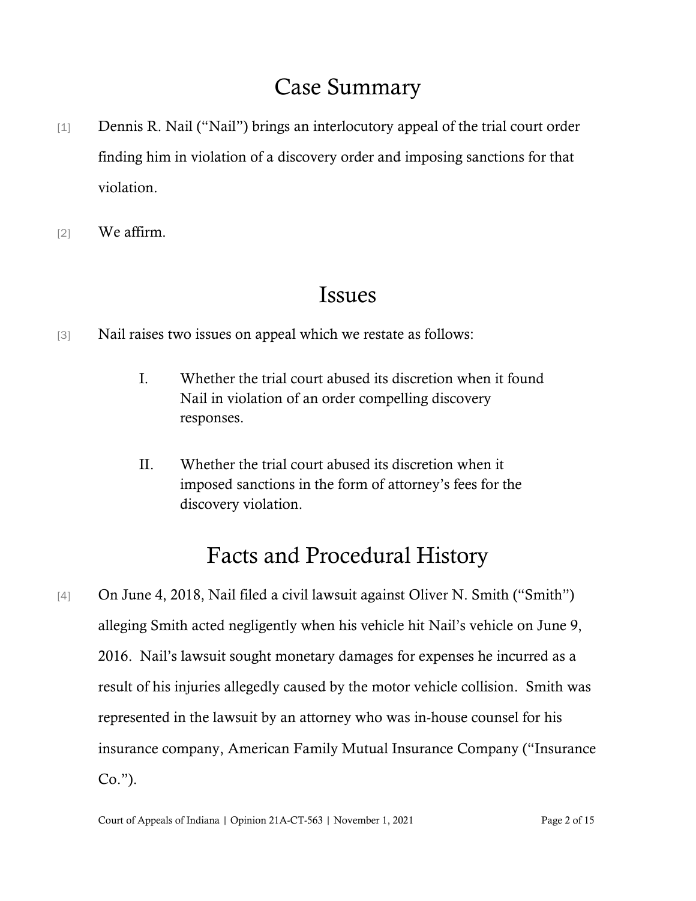# Case Summary

[1] Dennis R. Nail ("Nail") brings an interlocutory appeal of the trial court order finding him in violation of a discovery order and imposing sanctions for that violation.

[2] We affirm.

# Issues

[3] Nail raises two issues on appeal which we restate as follows:

> I. Whether the trial court abused its discretion when it found Nail in violation of an order compelling discovery responses.
>
> II. Whether the trial court abused its discretion when it imposed sanctions in the form of attorney's fees for the discovery violation.

# Facts and Procedural History

[4] On June 4, 2018, Nail filed a civil lawsuit against Oliver N. Smith ("Smith") alleging Smith acted negligently when his vehicle hit Nail's vehicle on June 9, 2016. Nail's lawsuit sought monetary damages for expenses he incurred as a result of his injuries allegedly caused by the motor vehicle collision. Smith was represented in the lawsuit by an attorney who was in-house counsel for his insurance company, American Family Mutual Insurance Company ("Insurance Co.").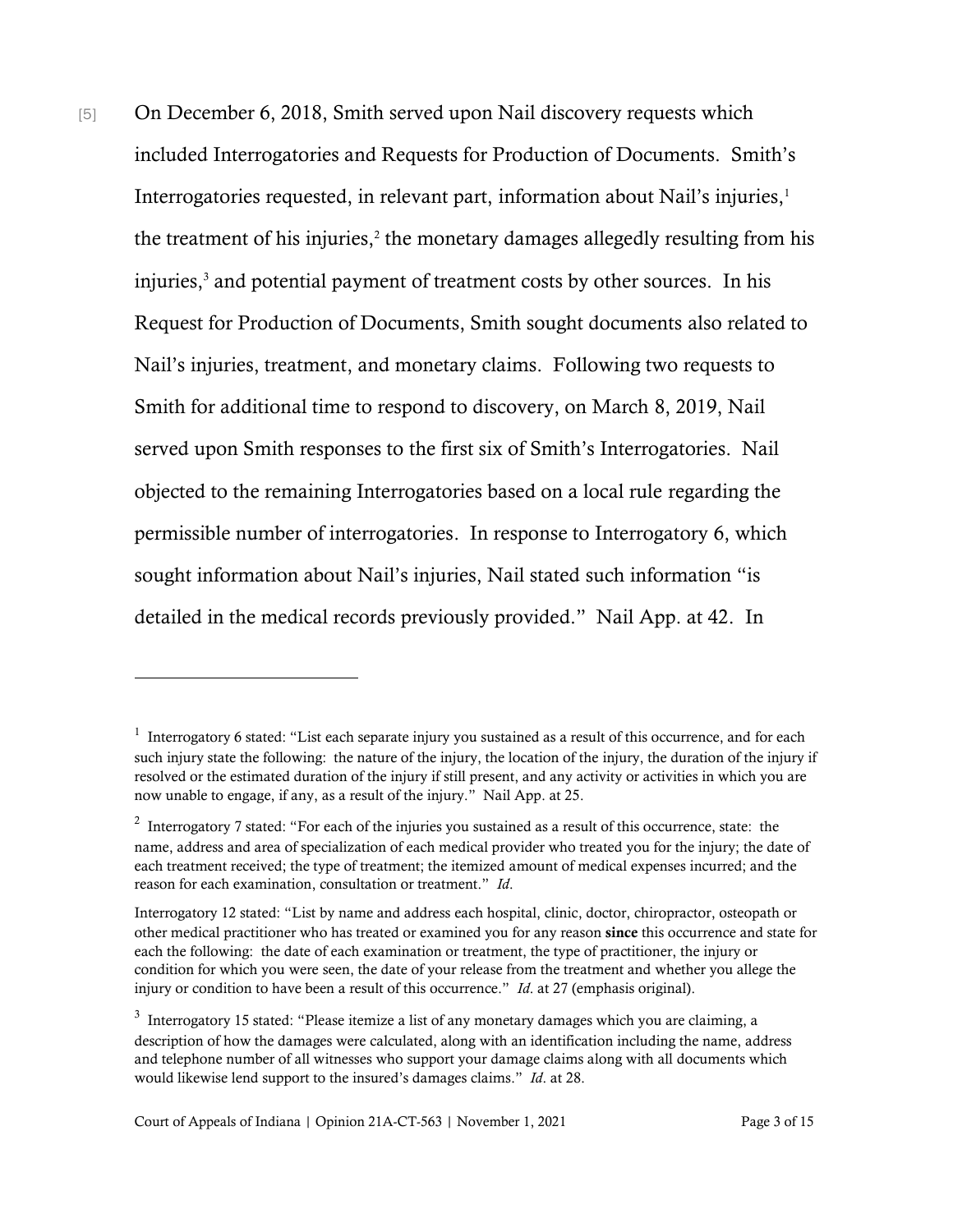[5] On December 6, 2018, Smith served upon Nail discovery requests which included Interrogatories and Requests for Production of Documents. Smith's Interrogatories requested, in relevant part, information about Nail's injuries,[1] the treatment of his injuries,[2] the monetary damages allegedly resulting from his injuries,[3] and potential payment of treatment costs by other sources. In his Request for Production of Documents, Smith sought documents also related to Nail's injuries, treatment, and monetary claims. Following two requests to Smith for additional time to respond to discovery, on March 8, 2019, Nail served upon Smith responses to the first six of Smith's Interrogatories. Nail objected to the remaining Interrogatories based on a local rule regarding the permissible number of interrogatories. In response to Interrogatory 6, which sought information about Nail's injuries, Nail stated such information "is detailed in the medical records previously provided." Nail App. at 42. In

---

[1] Interrogatory 6 stated: "List each separate injury you sustained as a result of this occurrence, and for each such injury state the following: the nature of the injury, the location of the injury, the duration of the injury if resolved or the estimated duration of the injury if still present, and any activity or activities in which you are now unable to engage, if any, as a result of the injury." Nail App. at 25.

[2] Interrogatory 7 stated: "For each of the injuries you sustained as a result of this occurrence, state: the name, address and area of specialization of each medical provider who treated you for the injury; the date of each treatment received; the type of treatment; the itemized amount of medical expenses incurred; and the reason for each examination, consultation or treatment." *Id.*

Interrogatory 12 stated: "List by name and address each hospital, clinic, doctor, chiropractor, osteopath or other medical practitioner who has treated or examined you for any reason **since** this occurrence and state for each the following: the date of each examination or treatment, the type of practitioner, the injury or condition for which you were seen, the date of your release from the treatment and whether you allege the injury or condition to have been a result of this occurrence." *Id.* at 27 (emphasis original).

[3] Interrogatory 15 stated: "Please itemize a list of any monetary damages which you are claiming, a description of how the damages were calculated, along with an identification including the name, address and telephone number of all witnesses who support your damage claims along with all documents which would likewise lend support to the insured's damages claims." *Id.* at 28.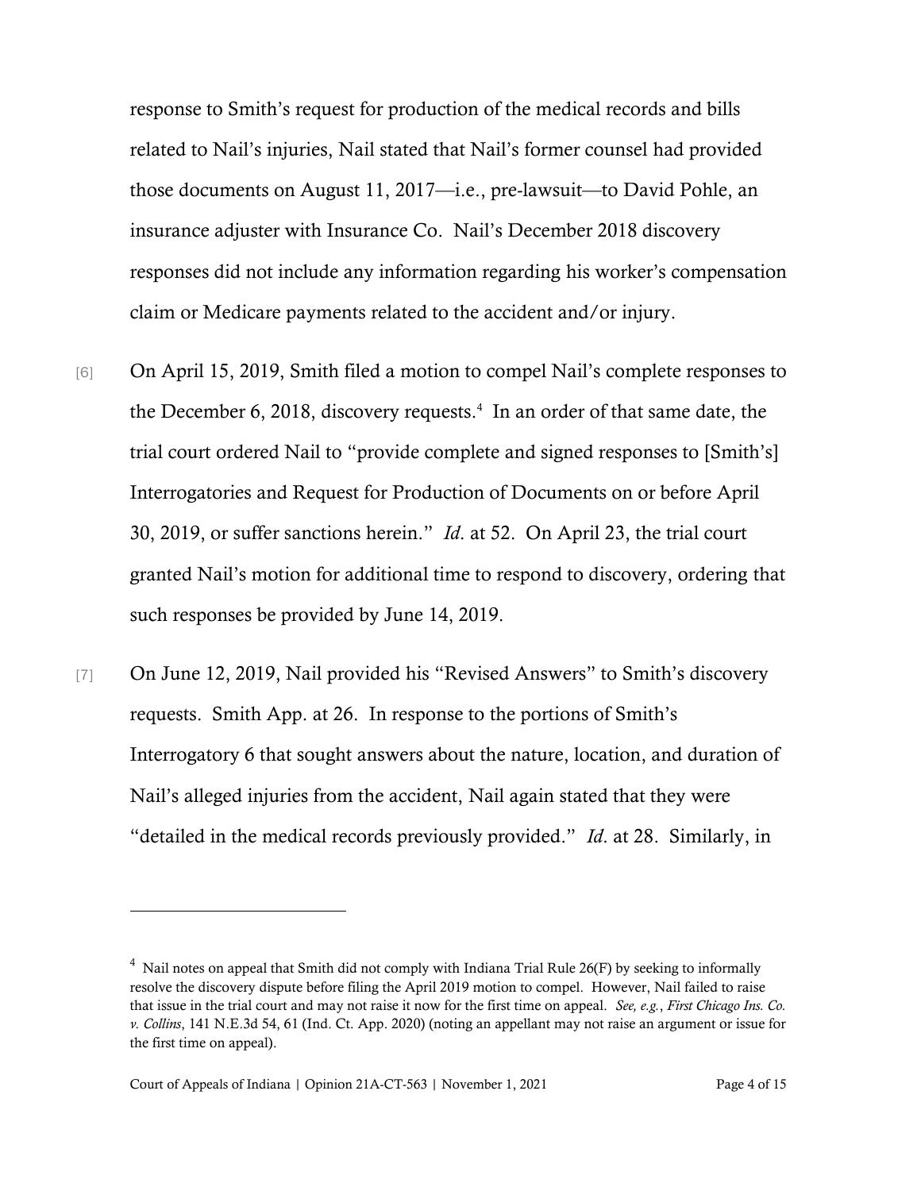response to Smith's request for production of the medical records and bills related to Nail's injuries, Nail stated that Nail's former counsel had provided those documents on August 11, 2017—i.e., pre-lawsuit—to David Pohle, an insurance adjuster with Insurance Co. Nail's December 2018 discovery responses did not include any information regarding his worker's compensation claim or Medicare payments related to the accident and/or injury.

[6] On April 15, 2019, Smith filed a motion to compel Nail's complete responses to the December 6, 2018, discovery requests.[4] In an order of that same date, the trial court ordered Nail to "provide complete and signed responses to [Smith's] Interrogatories and Request for Production of Documents on or before April 30, 2019, or suffer sanctions herein." *Id.* at 52. On April 23, the trial court granted Nail's motion for additional time to respond to discovery, ordering that such responses be provided by June 14, 2019.

[7] On June 12, 2019, Nail provided his "Revised Answers" to Smith's discovery requests. Smith App. at 26. In response to the portions of Smith's Interrogatory 6 that sought answers about the nature, location, and duration of Nail's alleged injuries from the accident, Nail again stated that they were "detailed in the medical records previously provided." *Id.* at 28. Similarly, in

---

[4] Nail notes on appeal that Smith did not comply with Indiana Trial Rule 26(F) by seeking to informally resolve the discovery dispute before filing the April 2019 motion to compel. However, Nail failed to raise that issue in the trial court and may not raise it now for the first time on appeal. *See, e.g.*, *First Chicago Ins. Co. v. Collins*, 141 N.E.3d 54, 61 (Ind. Ct. App. 2020) (noting an appellant may not raise an argument or issue for the first time on appeal).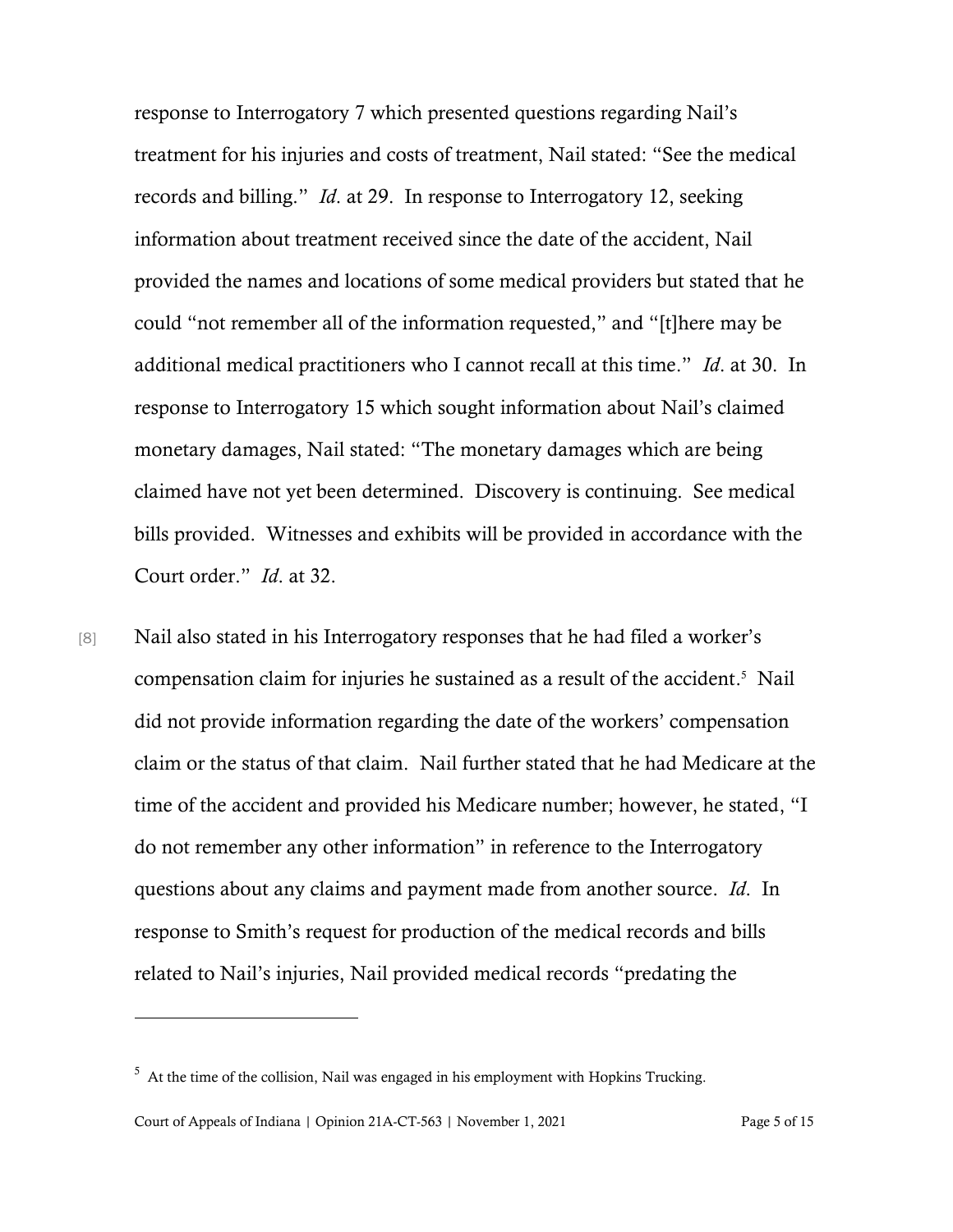response to Interrogatory 7 which presented questions regarding Nail's treatment for his injuries and costs of treatment, Nail stated: "See the medical records and billing." *Id*. at 29. In response to Interrogatory 12, seeking information about treatment received since the date of the accident, Nail provided the names and locations of some medical providers but stated that he could "not remember all of the information requested," and "[t]here may be additional medical practitioners who I cannot recall at this time." *Id*. at 30. In response to Interrogatory 15 which sought information about Nail's claimed monetary damages, Nail stated: "The monetary damages which are being claimed have not yet been determined. Discovery is continuing. See medical bills provided. Witnesses and exhibits will be provided in accordance with the Court order." *Id*. at 32.

[8] Nail also stated in his Interrogatory responses that he had filed a worker's compensation claim for injuries he sustained as a result of the accident.[5] Nail did not provide information regarding the date of the workers' compensation claim or the status of that claim. Nail further stated that he had Medicare at the time of the accident and provided his Medicare number; however, he stated, "I do not remember any other information" in reference to the Interrogatory questions about any claims and payment made from another source. *Id*. In response to Smith's request for production of the medical records and bills related to Nail's injuries, Nail provided medical records "predating the

---

[5] At the time of the collision, Nail was engaged in his employment with Hopkins Trucking.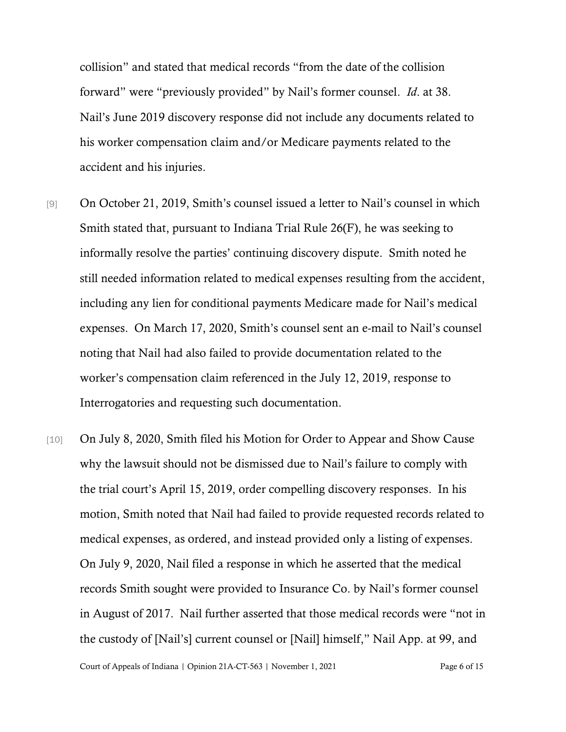collision" and stated that medical records "from the date of the collision forward" were "previously provided" by Nail's former counsel. *Id*. at 38. Nail's June 2019 discovery response did not include any documents related to his worker compensation claim and/or Medicare payments related to the accident and his injuries.

[9] On October 21, 2019, Smith's counsel issued a letter to Nail's counsel in which Smith stated that, pursuant to Indiana Trial Rule 26(F), he was seeking to informally resolve the parties' continuing discovery dispute. Smith noted he still needed information related to medical expenses resulting from the accident, including any lien for conditional payments Medicare made for Nail's medical expenses. On March 17, 2020, Smith's counsel sent an e-mail to Nail's counsel noting that Nail had also failed to provide documentation related to the worker's compensation claim referenced in the July 12, 2019, response to Interrogatories and requesting such documentation.

[10] On July 8, 2020, Smith filed his Motion for Order to Appear and Show Cause why the lawsuit should not be dismissed due to Nail's failure to comply with the trial court's April 15, 2019, order compelling discovery responses. In his motion, Smith noted that Nail had failed to provide requested records related to medical expenses, as ordered, and instead provided only a listing of expenses. On July 9, 2020, Nail filed a response in which he asserted that the medical records Smith sought were provided to Insurance Co. by Nail's former counsel in August of 2017. Nail further asserted that those medical records were "not in the custody of [Nail's] current counsel or [Nail] himself," Nail App. at 99, and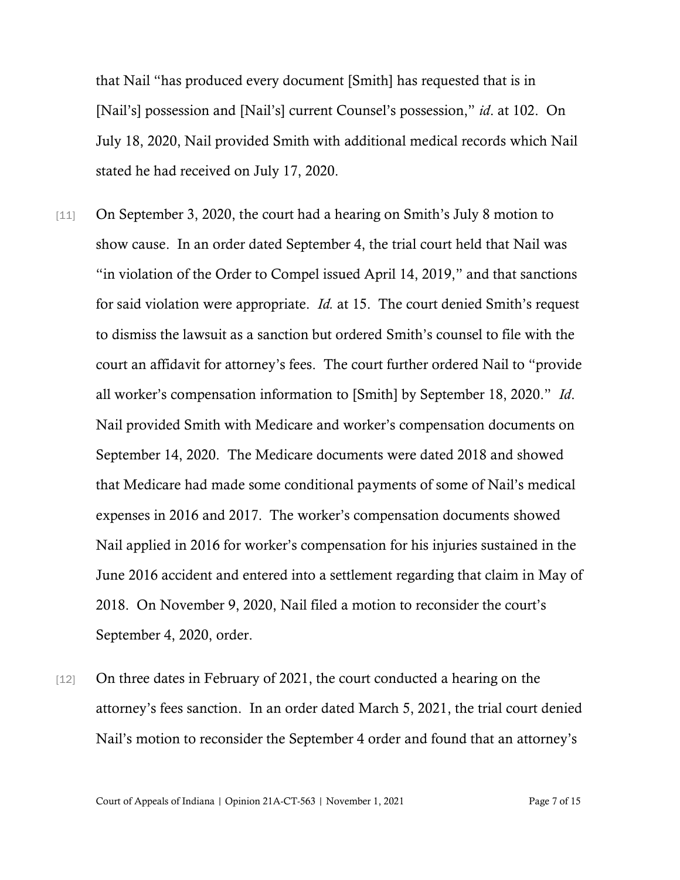that Nail "has produced every document [Smith] has requested that is in [Nail's] possession and [Nail's] current Counsel's possession," *id*. at 102. On July 18, 2020, Nail provided Smith with additional medical records which Nail stated he had received on July 17, 2020.

[11] On September 3, 2020, the court had a hearing on Smith's July 8 motion to show cause. In an order dated September 4, the trial court held that Nail was "in violation of the Order to Compel issued April 14, 2019," and that sanctions for said violation were appropriate. *Id.* at 15. The court denied Smith's request to dismiss the lawsuit as a sanction but ordered Smith's counsel to file with the court an affidavit for attorney's fees. The court further ordered Nail to "provide all worker's compensation information to [Smith] by September 18, 2020." *Id*. Nail provided Smith with Medicare and worker's compensation documents on September 14, 2020. The Medicare documents were dated 2018 and showed that Medicare had made some conditional payments of some of Nail's medical expenses in 2016 and 2017. The worker's compensation documents showed Nail applied in 2016 for worker's compensation for his injuries sustained in the June 2016 accident and entered into a settlement regarding that claim in May of 2018. On November 9, 2020, Nail filed a motion to reconsider the court's September 4, 2020, order.

[12] On three dates in February of 2021, the court conducted a hearing on the attorney's fees sanction. In an order dated March 5, 2021, the trial court denied Nail's motion to reconsider the September 4 order and found that an attorney's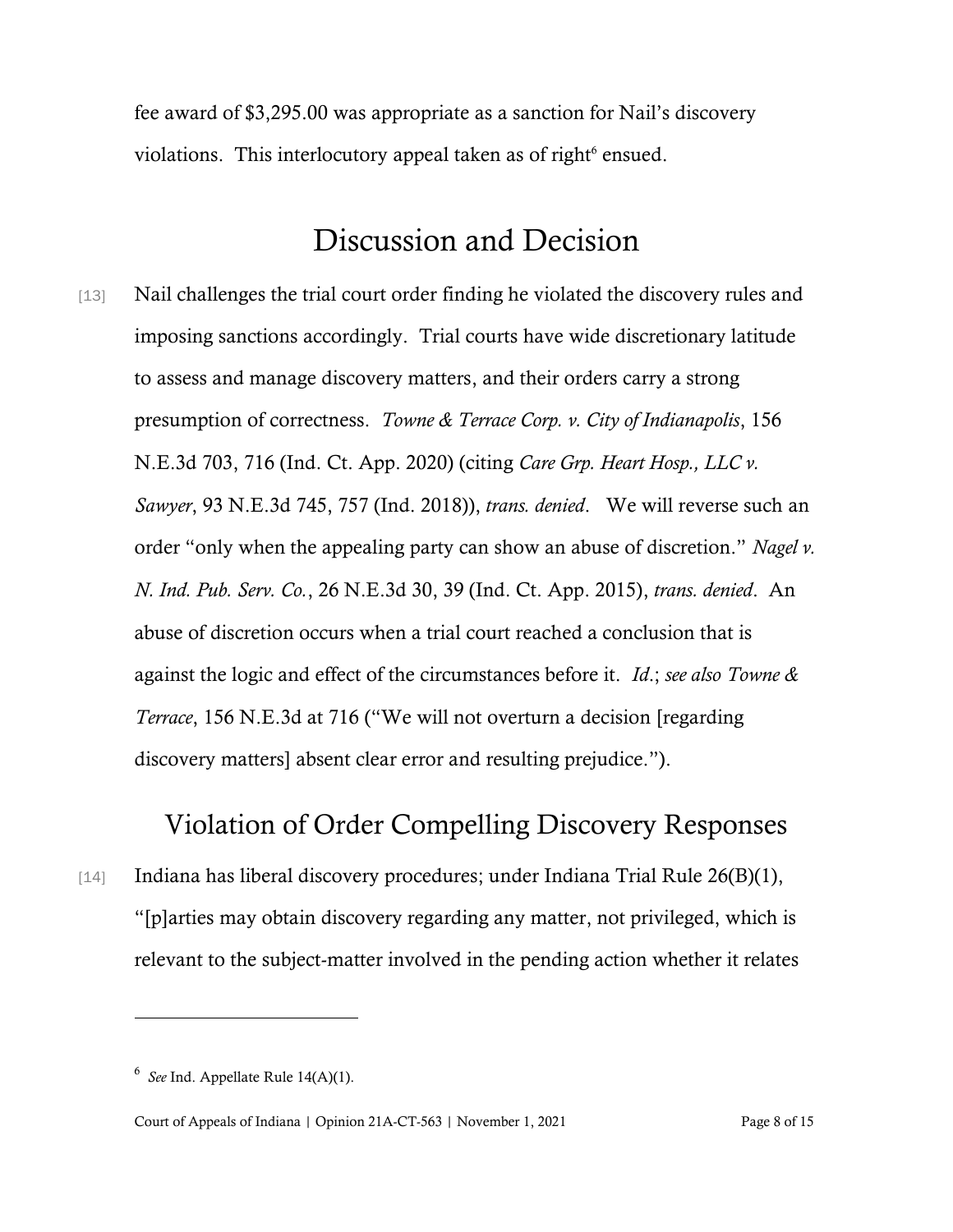fee award of $3,295.00 was appropriate as a sanction for Nail's discovery violations. This interlocutory appeal taken as of right[6] ensued.

# Discussion and Decision

[13] Nail challenges the trial court order finding he violated the discovery rules and imposing sanctions accordingly. Trial courts have wide discretionary latitude to assess and manage discovery matters, and their orders carry a strong presumption of correctness. *Towne & Terrace Corp. v. City of Indianapolis*, 156 N.E.3d 703, 716 (Ind. Ct. App. 2020) (citing *Care Grp. Heart Hosp., LLC v. Sawyer*, 93 N.E.3d 745, 757 (Ind. 2018)), *trans. denied*. We will reverse such an order "only when the appealing party can show an abuse of discretion." *Nagel v. N. Ind. Pub. Serv. Co.*, 26 N.E.3d 30, 39 (Ind. Ct. App. 2015), *trans. denied*. An abuse of discretion occurs when a trial court reached a conclusion that is against the logic and effect of the circumstances before it. *Id*.; *see also Towne & Terrace*, 156 N.E.3d at 716 ("We will not overturn a decision [regarding discovery matters] absent clear error and resulting prejudice.").

## Violation of Order Compelling Discovery Responses

[14] Indiana has liberal discovery procedures; under Indiana Trial Rule 26(B)(1), "[p]arties may obtain discovery regarding any matter, not privileged, which is relevant to the subject-matter involved in the pending action whether it relates

---

[6] *See* Ind. Appellate Rule 14(A)(1).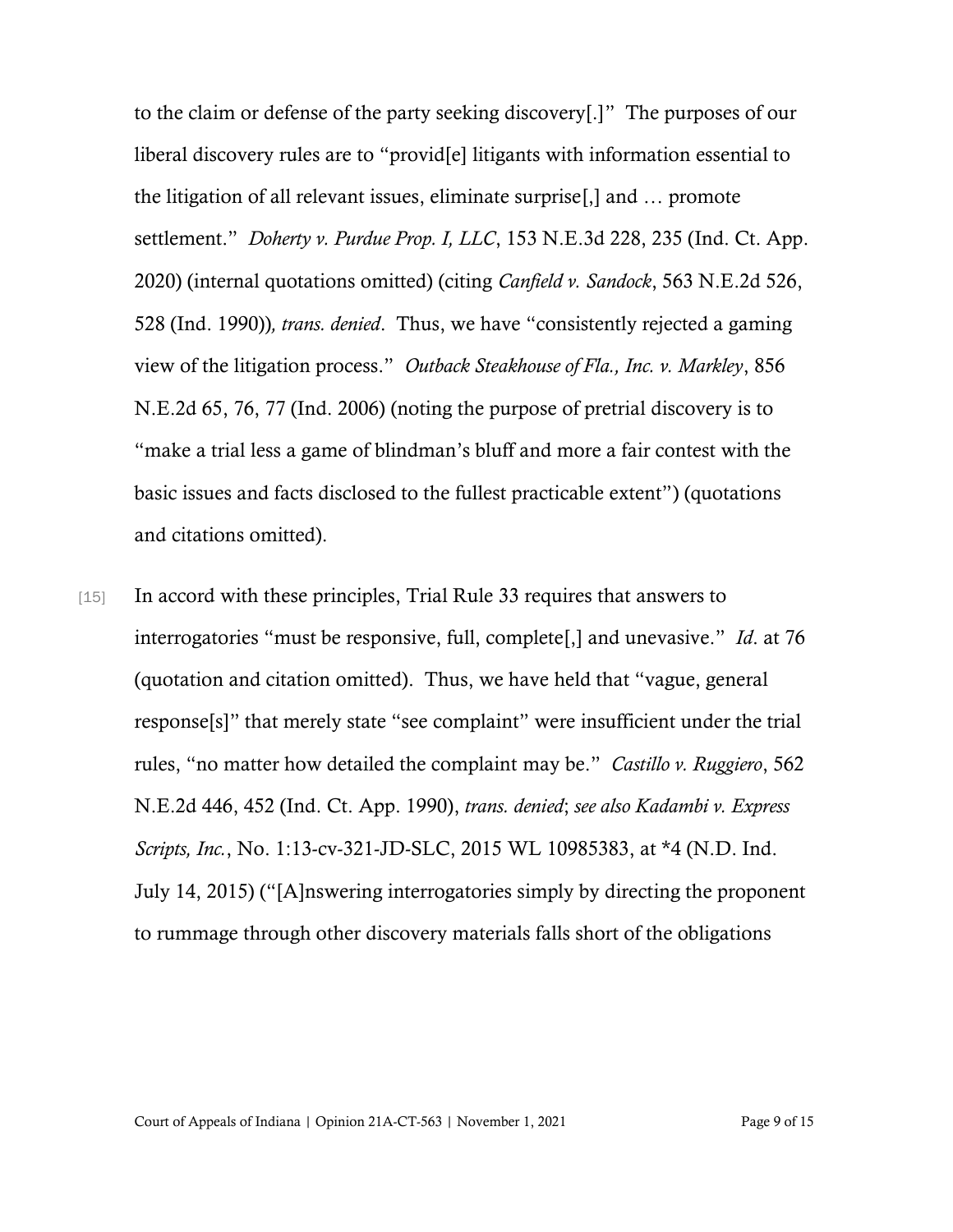to the claim or defense of the party seeking discovery[.]" The purposes of our liberal discovery rules are to "provid[e] litigants with information essential to the litigation of all relevant issues, eliminate surprise[,] and … promote settlement." *Doherty v. Purdue Prop. I, LLC*, 153 N.E.3d 228, 235 (Ind. Ct. App. 2020) (internal quotations omitted) (citing *Canfield v. Sandock*, 563 N.E.2d 526, 528 (Ind. 1990))*, trans. denied*. Thus, we have "consistently rejected a gaming view of the litigation process." *Outback Steakhouse of Fla., Inc. v. Markley*, 856 N.E.2d 65, 76, 77 (Ind. 2006) (noting the purpose of pretrial discovery is to "make a trial less a game of blindman's bluff and more a fair contest with the basic issues and facts disclosed to the fullest practicable extent") (quotations and citations omitted).

[15] In accord with these principles, Trial Rule 33 requires that answers to interrogatories "must be responsive, full, complete[,] and unevasive." *Id*. at 76 (quotation and citation omitted). Thus, we have held that "vague, general response[s]" that merely state "see complaint" were insufficient under the trial rules, "no matter how detailed the complaint may be." *Castillo v. Ruggiero*, 562 N.E.2d 446, 452 (Ind. Ct. App. 1990), *trans. denied*; *see also Kadambi v. Express Scripts, Inc.*, No. 1:13-cv-321-JD-SLC, 2015 WL 10985383, at *4 (N.D. Ind. July 14, 2015) ("[A]nswering interrogatories simply by directing the proponent to rummage through other discovery materials falls short of the obligations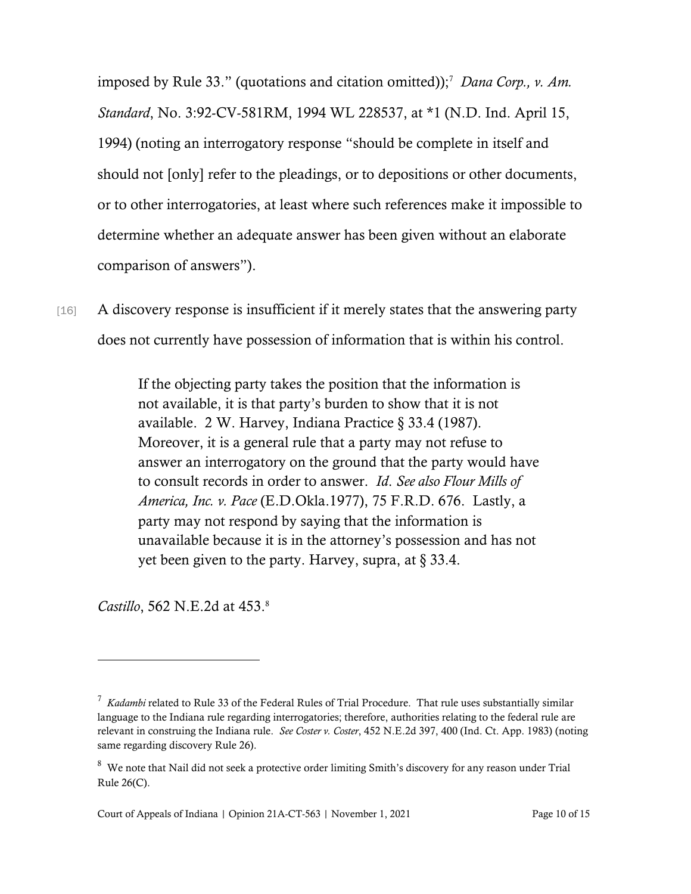imposed by Rule 33." (quotations and citation omitted));[7] *Dana Corp., v. Am. Standard*, No. 3:92-CV-581RM, 1994 WL 228537, at *1 (N.D. Ind. April 15, 1994) (noting an interrogatory response "should be complete in itself and should not [only] refer to the pleadings, or to depositions or other documents, or to other interrogatories, at least where such references make it impossible to determine whether an adequate answer has been given without an elaborate comparison of answers").

[16] A discovery response is insufficient if it merely states that the answering party does not currently have possession of information that is within his control.

> If the objecting party takes the position that the information is not available, it is that party's burden to show that it is not available. 2 W. Harvey, Indiana Practice § 33.4 (1987). Moreover, it is a general rule that a party may not refuse to answer an interrogatory on the ground that the party would have to consult records in order to answer. *Id*. *See also Flour Mills of America, Inc. v. Pace* (E.D.Okla.1977), 75 F.R.D. 676. Lastly, a party may not respond by saying that the information is unavailable because it is in the attorney's possession and has not yet been given to the party. Harvey, supra, at § 33.4.

*Castillo*, 562 N.E.2d at 453.[8]

---

[7] *Kadambi* related to Rule 33 of the Federal Rules of Trial Procedure. That rule uses substantially similar language to the Indiana rule regarding interrogatories; therefore, authorities relating to the federal rule are relevant in construing the Indiana rule. *See Coster v. Coster*, 452 N.E.2d 397, 400 (Ind. Ct. App. 1983) (noting same regarding discovery Rule 26).

[8] We note that Nail did not seek a protective order limiting Smith's discovery for any reason under Trial Rule 26(C).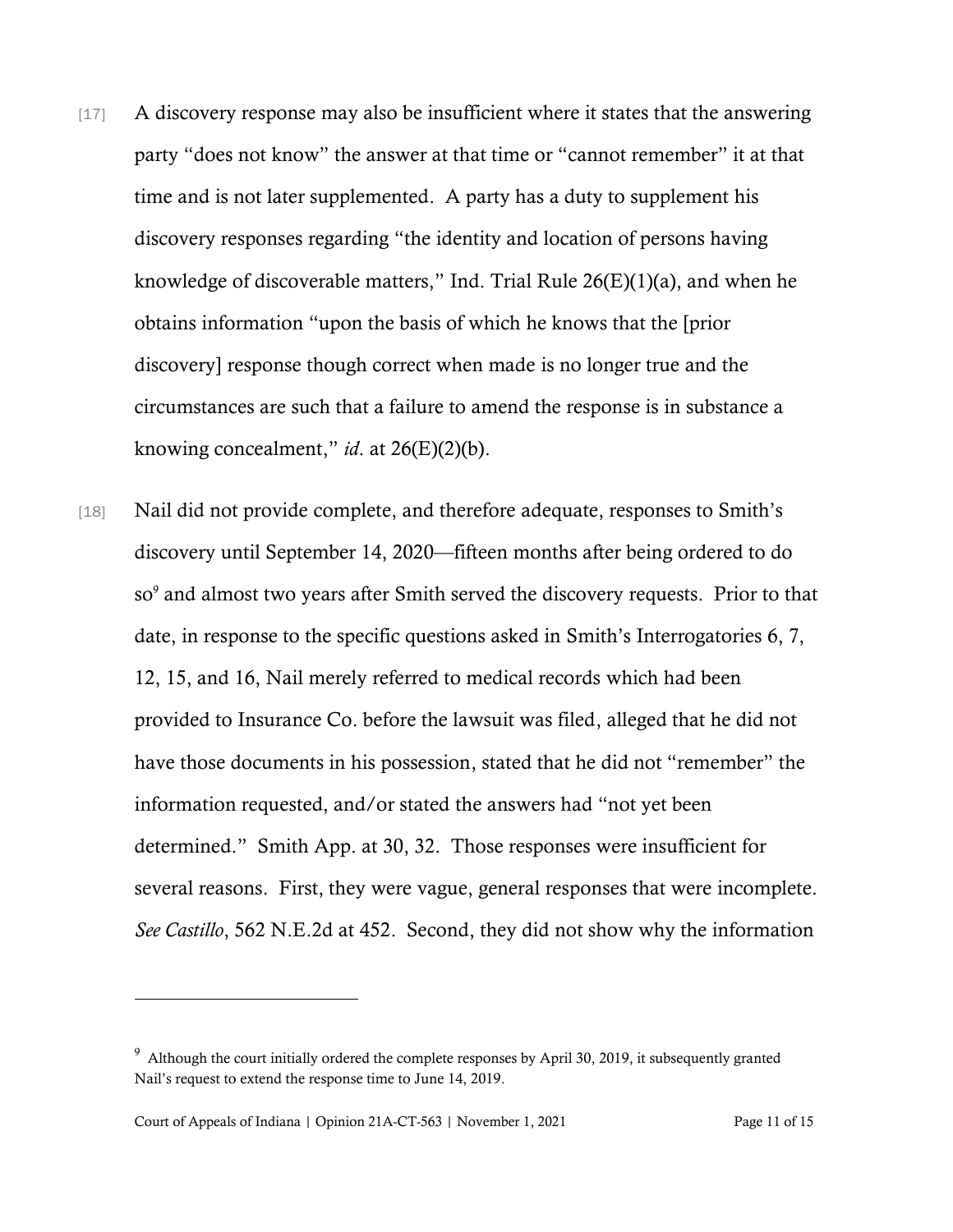[17] A discovery response may also be insufficient where it states that the answering party "does not know" the answer at that time or "cannot remember" it at that time and is not later supplemented. A party has a duty to supplement his discovery responses regarding "the identity and location of persons having knowledge of discoverable matters," Ind. Trial Rule 26(E)(1)(a), and when he obtains information "upon the basis of which he knows that the [prior discovery] response though correct when made is no longer true and the circumstances are such that a failure to amend the response is in substance a knowing concealment," *id*. at 26(E)(2)(b).

[18] Nail did not provide complete, and therefore adequate, responses to Smith's discovery until September 14, 2020—fifteen months after being ordered to do so[9] and almost two years after Smith served the discovery requests. Prior to that date, in response to the specific questions asked in Smith's Interrogatories 6, 7, 12, 15, and 16, Nail merely referred to medical records which had been provided to Insurance Co. before the lawsuit was filed, alleged that he did not have those documents in his possession, stated that he did not "remember" the information requested, and/or stated the answers had "not yet been determined." Smith App. at 30, 32. Those responses were insufficient for several reasons. First, they were vague, general responses that were incomplete. *See Castillo*, 562 N.E.2d at 452. Second, they did not show why the information

---

[9] Although the court initially ordered the complete responses by April 30, 2019, it subsequently granted Nail's request to extend the response time to June 14, 2019.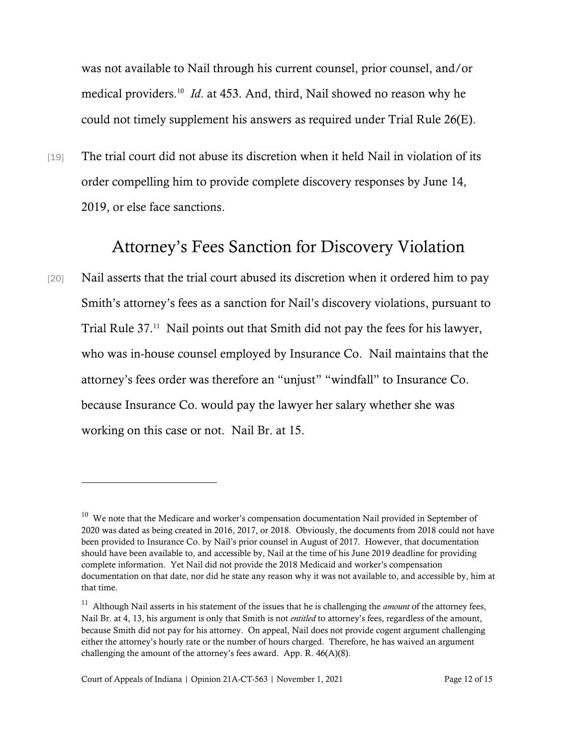was not available to Nail through his current counsel, prior counsel, and/or medical providers.[10] *Id*. at 453. And, third, Nail showed no reason why he could not timely supplement his answers as required under Trial Rule 26(E).

[19] The trial court did not abuse its discretion when it held Nail in violation of its order compelling him to provide complete discovery responses by June 14, 2019, or else face sanctions.

## Attorney's Fees Sanction for Discovery Violation

[20] Nail asserts that the trial court abused its discretion when it ordered him to pay Smith's attorney's fees as a sanction for Nail's discovery violations, pursuant to Trial Rule 37.[11] Nail points out that Smith did not pay the fees for his lawyer, who was in-house counsel employed by Insurance Co. Nail maintains that the attorney's fees order was therefore an "unjust" "windfall" to Insurance Co. because Insurance Co. would pay the lawyer her salary whether she was working on this case or not. Nail Br. at 15.

---

[10] We note that the Medicare and worker's compensation documentation Nail provided in September of 2020 was dated as being created in 2016, 2017, or 2018. Obviously, the documents from 2018 could not have been provided to Insurance Co. by Nail's prior counsel in August of 2017. However, that documentation should have been available to, and accessible by, Nail at the time of his June 2019 deadline for providing complete information. Yet Nail did not provide the 2018 Medicaid and worker's compensation documentation on that date, nor did he state any reason why it was not available to, and accessible by, him at that time.

[11] Although Nail asserts in his statement of the issues that he is challenging the *amount* of the attorney fees, Nail Br. at 4, 13, his argument is only that Smith is not *entitled* to attorney's fees, regardless of the amount, because Smith did not pay for his attorney. On appeal, Nail does not provide cogent argument challenging either the attorney's hourly rate or the number of hours charged. Therefore, he has waived an argument challenging the amount of the attorney's fees award. App. R. 46(A)(8).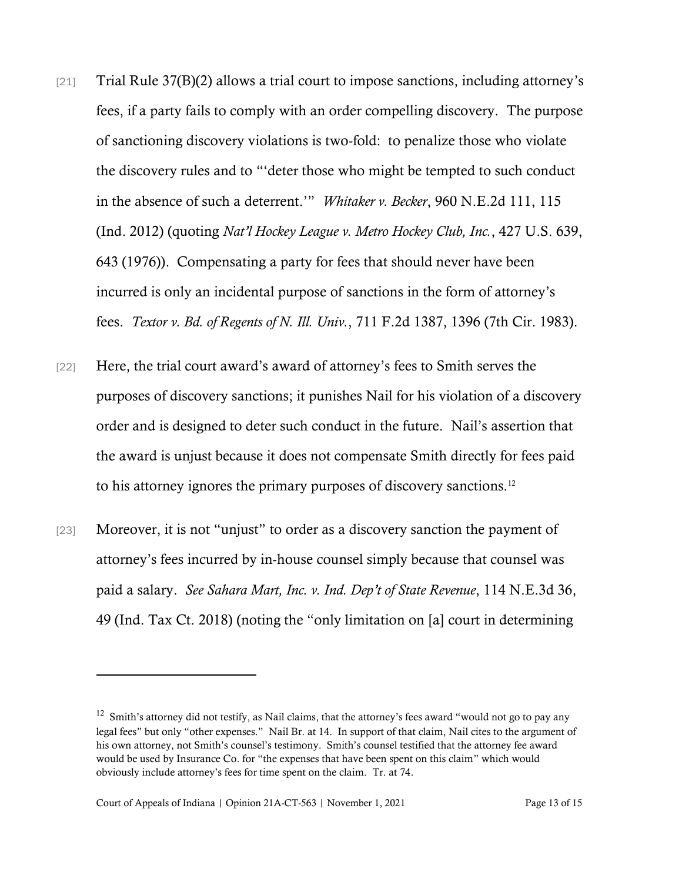[21] Trial Rule 37(B)(2) allows a trial court to impose sanctions, including attorney's fees, if a party fails to comply with an order compelling discovery. The purpose of sanctioning discovery violations is two-fold: to penalize those who violate the discovery rules and to "'deter those who might be tempted to such conduct in the absence of such a deterrent.'" *Whitaker v. Becker*, 960 N.E.2d 111, 115 (Ind. 2012) (quoting *Nat'l Hockey League v. Metro Hockey Club, Inc.*, 427 U.S. 639, 643 (1976)). Compensating a party for fees that should never have been incurred is only an incidental purpose of sanctions in the form of attorney's fees. *Textor v. Bd. of Regents of N. Ill. Univ.*, 711 F.2d 1387, 1396 (7th Cir. 1983).

[22] Here, the trial court award's award of attorney's fees to Smith serves the purposes of discovery sanctions; it punishes Nail for his violation of a discovery order and is designed to deter such conduct in the future. Nail's assertion that the award is unjust because it does not compensate Smith directly for fees paid to his attorney ignores the primary purposes of discovery sanctions.[12]

[23] Moreover, it is not "unjust" to order as a discovery sanction the payment of attorney's fees incurred by in-house counsel simply because that counsel was paid a salary. *See Sahara Mart, Inc. v. Ind. Dep't of State Revenue*, 114 N.E.3d 36, 49 (Ind. Tax Ct. 2018) (noting the "only limitation on [a] court in determining

---

[12] Smith's attorney did not testify, as Nail claims, that the attorney's fees award "would not go to pay any legal fees" but only "other expenses." Nail Br. at 14. In support of that claim, Nail cites to the argument of his own attorney, not Smith's counsel's testimony. Smith's counsel testified that the attorney fee award would be used by Insurance Co. for "the expenses that have been spent on this claim" which would obviously include attorney's fees for time spent on the claim. Tr. at 74.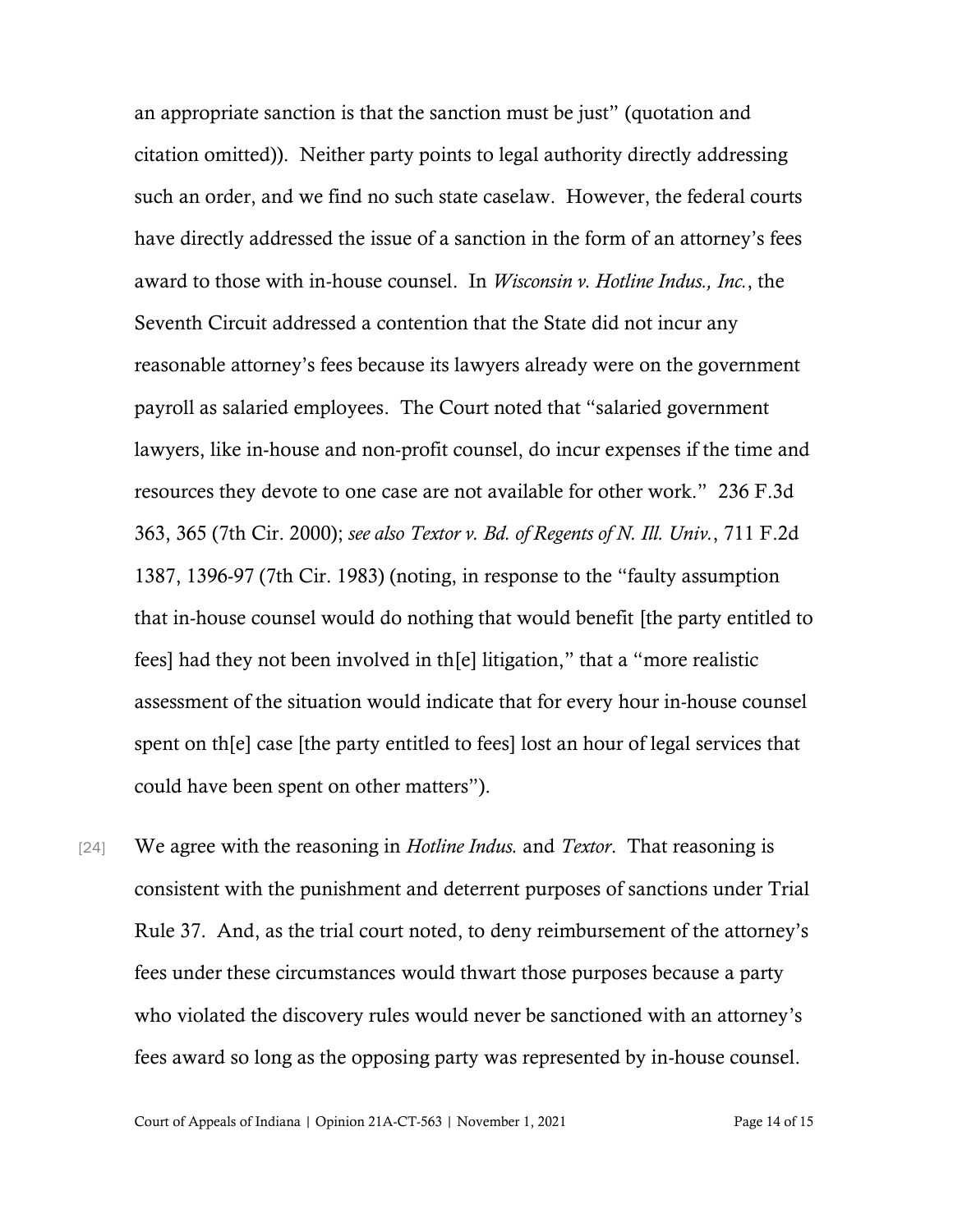an appropriate sanction is that the sanction must be just" (quotation and citation omitted)). Neither party points to legal authority directly addressing such an order, and we find no such state caselaw. However, the federal courts have directly addressed the issue of a sanction in the form of an attorney's fees award to those with in-house counsel. In *Wisconsin v. Hotline Indus., Inc.*, the Seventh Circuit addressed a contention that the State did not incur any reasonable attorney's fees because its lawyers already were on the government payroll as salaried employees. The Court noted that "salaried government lawyers, like in-house and non-profit counsel, do incur expenses if the time and resources they devote to one case are not available for other work." 236 F.3d 363, 365 (7th Cir. 2000); *see also Textor v. Bd. of Regents of N. Ill. Univ.*, 711 F.2d 1387, 1396-97 (7th Cir. 1983) (noting, in response to the "faulty assumption that in-house counsel would do nothing that would benefit [the party entitled to fees] had they not been involved in th[e] litigation," that a "more realistic assessment of the situation would indicate that for every hour in-house counsel spent on th[e] case [the party entitled to fees] lost an hour of legal services that could have been spent on other matters").

[24] We agree with the reasoning in *Hotline Indus.* and *Textor*. That reasoning is consistent with the punishment and deterrent purposes of sanctions under Trial Rule 37. And, as the trial court noted, to deny reimbursement of the attorney's fees under these circumstances would thwart those purposes because a party who violated the discovery rules would never be sanctioned with an attorney's fees award so long as the opposing party was represented by in-house counsel.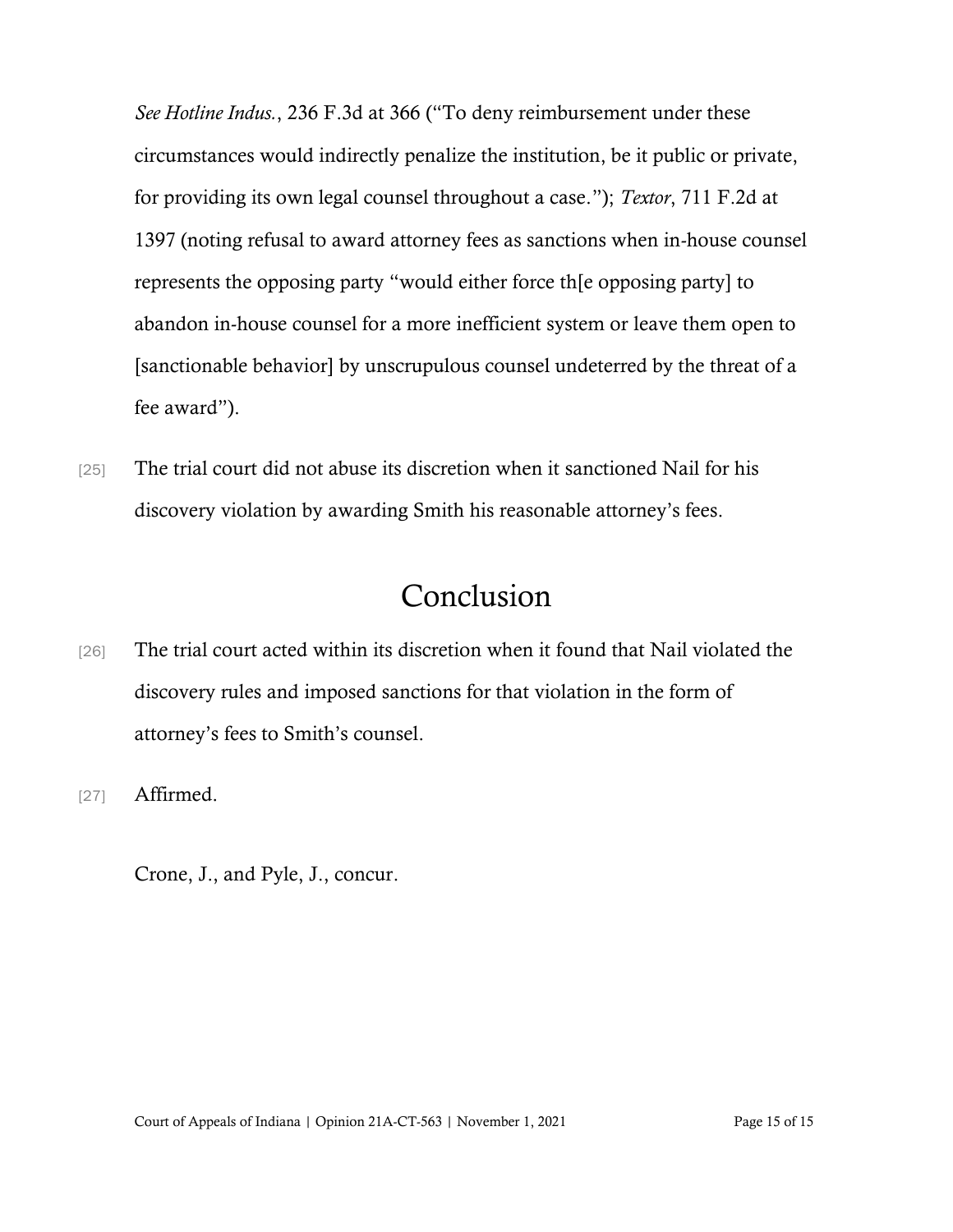*See Hotline Indus.*, 236 F.3d at 366 ("To deny reimbursement under these circumstances would indirectly penalize the institution, be it public or private, for providing its own legal counsel throughout a case."); *Textor*, 711 F.2d at 1397 (noting refusal to award attorney fees as sanctions when in-house counsel represents the opposing party "would either force th[e opposing party] to abandon in-house counsel for a more inefficient system or leave them open to [sanctionable behavior] by unscrupulous counsel undeterred by the threat of a fee award").

[25] The trial court did not abuse its discretion when it sanctioned Nail for his discovery violation by awarding Smith his reasonable attorney's fees.

# Conclusion

[26] The trial court acted within its discretion when it found that Nail violated the discovery rules and imposed sanctions for that violation in the form of attorney's fees to Smith's counsel.

[27] Affirmed.

Crone, J., and Pyle, J., concur.